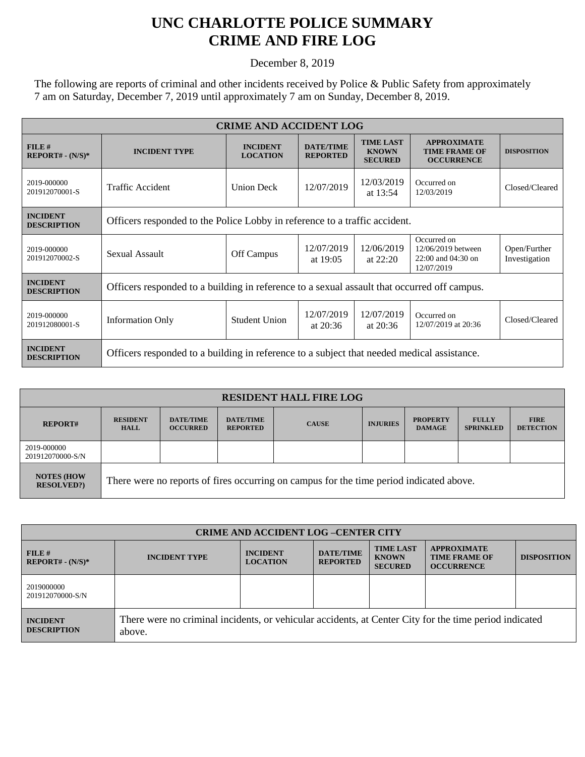# UNC CHARLOTTE POLICE SUMMARY
# CRIME AND FIRE LOG

December 8, 2019

The following are reports of criminal and other incidents received by Police & Public Safety from approximately 7 am on Saturday, December 7, 2019 until approximately 7 am on Sunday, December 8, 2019.

| CRIME AND ACCIDENT LOG | | | | | | |
|---|---|---|---|---|---|---|
| **FILE # REPORT# - (N/S)*** | **INCIDENT TYPE** | **INCIDENT LOCATION** | **DATE/TIME REPORTED** | **TIME LAST KNOWN SECURED** | **APPROXIMATE TIME FRAME OF OCCURRENCE** | **DISPOSITION** |
| 2019-000000 201912070001-S | Traffic Accident | Union Deck | 12/07/2019 | 12/03/2019 at 13:54 | Occurred on 12/03/2019 | Closed/Cleared |
| **INCIDENT DESCRIPTION** | Officers responded to the Police Lobby in reference to a traffic accident. | | | | | |
| 2019-000000 201912070002-S | Sexual Assault | Off Campus | 12/07/2019 at 19:05 | 12/06/2019 at 22:20 | Occurred on 12/06/2019 between 22:00 and 04:30 on 12/07/2019 | Open/Further Investigation |
| **INCIDENT DESCRIPTION** | Officers responded to a building in reference to a sexual assault that occurred off campus. | | | | | |
| 2019-000000 201912080001-S | Information Only | Student Union | 12/07/2019 at 20:36 | 12/07/2019 at 20:36 | Occurred on 12/07/2019 at 20:36 | Closed/Cleared |
| **INCIDENT DESCRIPTION** | Officers responded to a building in reference to a subject that needed medical assistance. | | | | | |

| RESIDENT HALL FIRE LOG | | | | | | | | |
|---|---|---|---|---|---|---|---|---|
| **REPORT#** | **RESIDENT HALL** | **DATE/TIME OCCURRED** | **DATE/TIME REPORTED** | **CAUSE** | **INJURIES** | **PROPERTY DAMAGE** | **FULLY SPRINKLED** | **FIRE DETECTION** |
| 2019-000000 201912070000-S/N | | | | | | | | |
| **NOTES (HOW RESOLVED?)** | There were no reports of fires occurring on campus for the time period indicated above. | | | | | | | |

| CRIME AND ACCIDENT LOG –CENTER CITY | | | | | | |
|---|---|---|---|---|---|---|
| **FILE # REPORT# - (N/S)*** | **INCIDENT TYPE** | **INCIDENT LOCATION** | **DATE/TIME REPORTED** | **TIME LAST KNOWN SECURED** | **APPROXIMATE TIME FRAME OF OCCURRENCE** | **DISPOSITION** |
| 2019000000 201912070000-S/N | | | | | | |
| **INCIDENT DESCRIPTION** | There were no criminal incidents, or vehicular accidents, at Center City for the time period indicated above. | | | | | |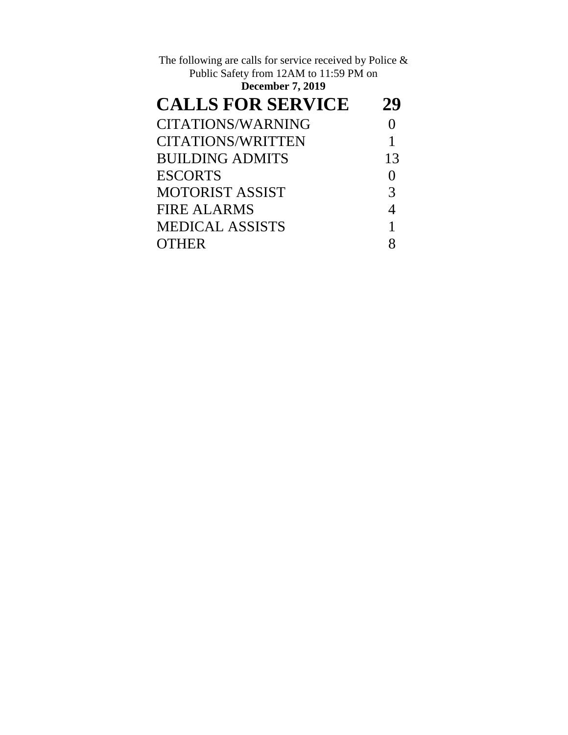The following are calls for service received by Police & Public Safety from 12AM to 11:59 PM on

**December 7, 2019**

| | |
|---|---|
| **CALLS FOR SERVICE** | **29** |
| CITATIONS/WARNING | 0 |
| CITATIONS/WRITTEN | 1 |
| BUILDING ADMITS | 13 |
| ESCORTS | 0 |
| MOTORIST ASSIST | 3 |
| FIRE ALARMS | 4 |
| MEDICAL ASSISTS | 1 |
| OTHER | 8 |